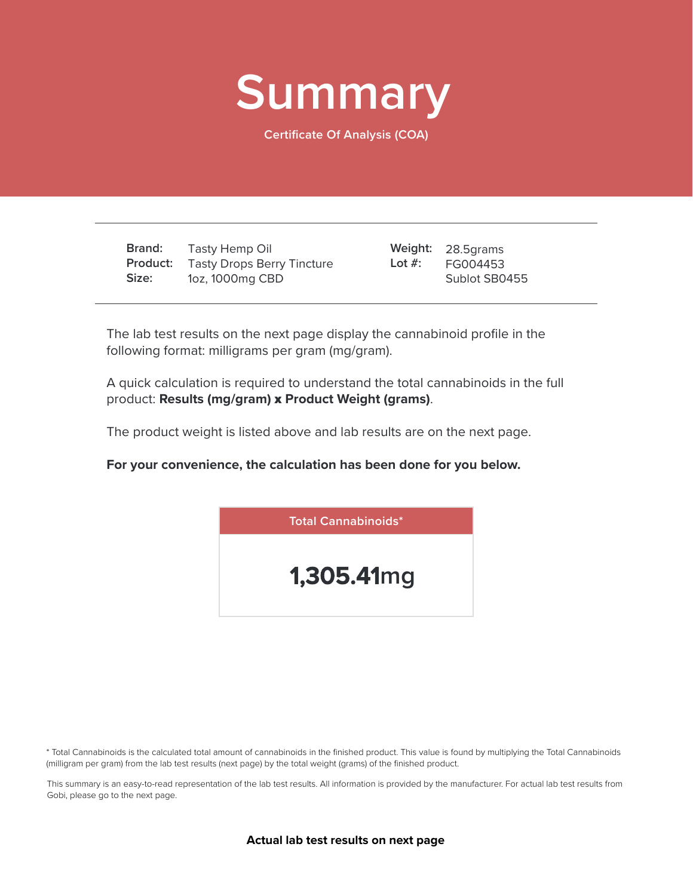# Summary

Certificate Of Analysis (COA)

| | | | |
|---|---|---|---|
| **Brand:** | Tasty Hemp Oil | **Weight:** | 28.5grams |
| **Product:** | Tasty Drops Berry Tincture | **Lot #:** | FG004453 |
| **Size:** | 1oz, 1000mg CBD | | Sublot SB0455 |

The lab test results on the next page display the cannabinoid profile in the following format: milligrams per gram (mg/gram).

A quick calculation is required to understand the total cannabinoids in the full product: **Results (mg/gram) x Product Weight (grams)**.

The product weight is listed above and lab results are on the next page.

**For your convenience, the calculation has been done for you below.**

| Total Cannabinoids* |
|---|
| **1,305.41**mg |

* Total Cannabinoids is the calculated total amount of cannabinoids in the finished product. This value is found by multiplying the Total Cannabinoids (milligram per gram) from the lab test results (next page) by the total weight (grams) of the finished product.

This summary is an easy-to-read representation of the lab test results. All information is provided by the manufacturer. For actual lab test results from Gobi, please go to the next page.

**Actual lab test results on next page**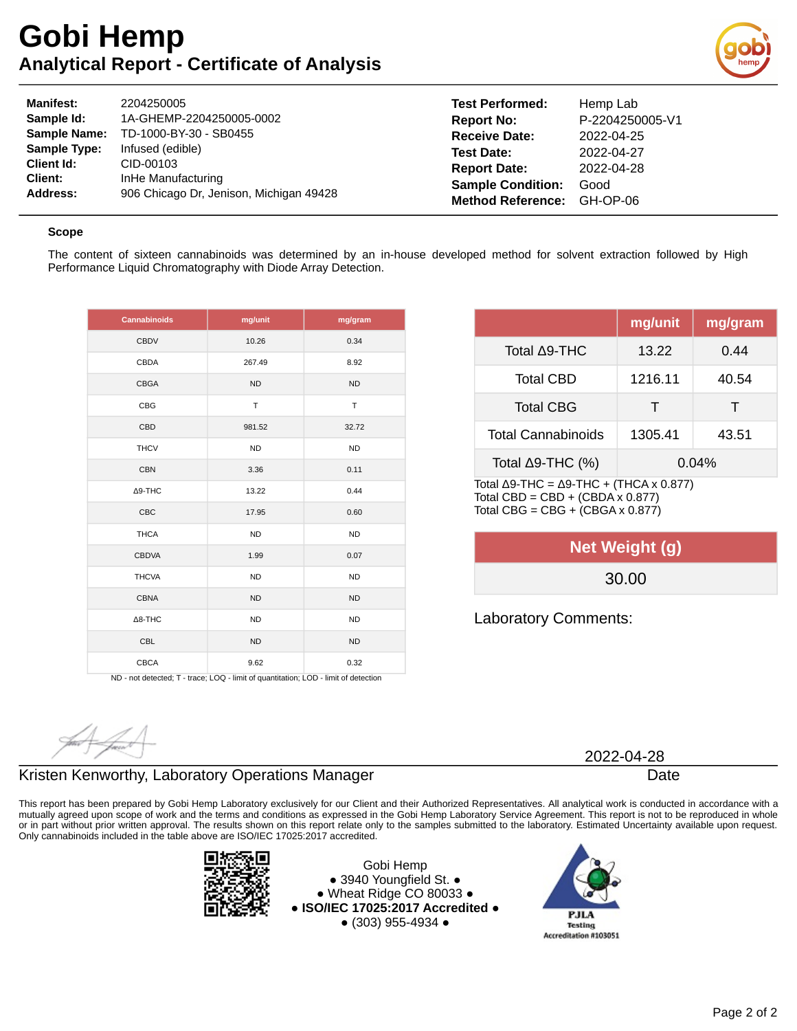# Gobi Hemp

## Analytical Report - Certificate of Analysis

| | | | |
|---|---|---|---|
| **Manifest:** | 2204250005 | **Test Performed:** | Hemp Lab |
| **Sample Id:** | 1A-GHEMP-2204250005-0002 | **Report No:** | P-2204250005-V1 |
| **Sample Name:** | TD-1000-BY-30 - SB0455 | **Receive Date:** | 2022-04-25 |
| **Sample Type:** | Infused (edible) | **Test Date:** | 2022-04-27 |
| **Client Id:** | CID-00103 | **Report Date:** | 2022-04-28 |
| **Client:** | InHe Manufacturing | **Sample Condition:** | Good |
| **Address:** | 906 Chicago Dr, Jenison, Michigan 49428 | **Method Reference:** | GH-OP-06 |

### Scope

The content of sixteen cannabinoids was determined by an in-house developed method for solvent extraction followed by High Performance Liquid Chromatography with Diode Array Detection.

| Cannabinoids | mg/unit | mg/gram |
|---|---|---|
| CBDV | 10.26 | 0.34 |
| CBDA | 267.49 | 8.92 |
| CBGA | ND | ND |
| CBG | T | T |
| CBD | 981.52 | 32.72 |
| THCV | ND | ND |
| CBN | 3.36 | 0.11 |
| Δ9-THC | 13.22 | 0.44 |
| CBC | 17.95 | 0.60 |
| THCA | ND | ND |
| CBDVA | 1.99 | 0.07 |
| THCVA | ND | ND |
| CBNA | ND | ND |
| Δ8-THC | ND | ND |
| CBL | ND | ND |
| CBCA | 9.62 | 0.32 |

ND - not detected; T - trace; LOQ - limit of quantitation; LOD - limit of detection

| | mg/unit | mg/gram |
|---|---|---|
| Total Δ9-THC | 13.22 | 0.44 |
| Total CBD | 1216.11 | 40.54 |
| Total CBG | T | T |
| Total Cannabinoids | 1305.41 | 43.51 |
| Total Δ9-THC (%) | 0.04% | |

Total Δ9-THC = Δ9-THC + (THCA x 0.877)
Total CBD = CBD + (CBDA x 0.877)
Total CBG = CBG + (CBGA x 0.877)

| Net Weight (g) |
|---|
| 30.00 |

Laboratory Comments:

Kristen Kenworthy, Laboratory Operations Manager

2022-04-28
Date

This report has been prepared by Gobi Hemp Laboratory exclusively for our Client and their Authorized Representatives. All analytical work is conducted in accordance with a mutually agreed upon scope of work and the terms and conditions as expressed in the Gobi Hemp Laboratory Service Agreement. This report is not to be reproduced in whole or in part without prior written approval. The results shown on this report relate only to the samples submitted to the laboratory. Estimated Uncertainty available upon request. Only cannabinoids included in the table above are ISO/IEC 17025:2017 accredited.

Gobi Hemp
• 3940 Youngfield St. •
• Wheat Ridge CO 80033 •
• **ISO/IEC 17025:2017 Accredited** •
• (303) 955-4934 •

PJLA Testing Accreditation #103051